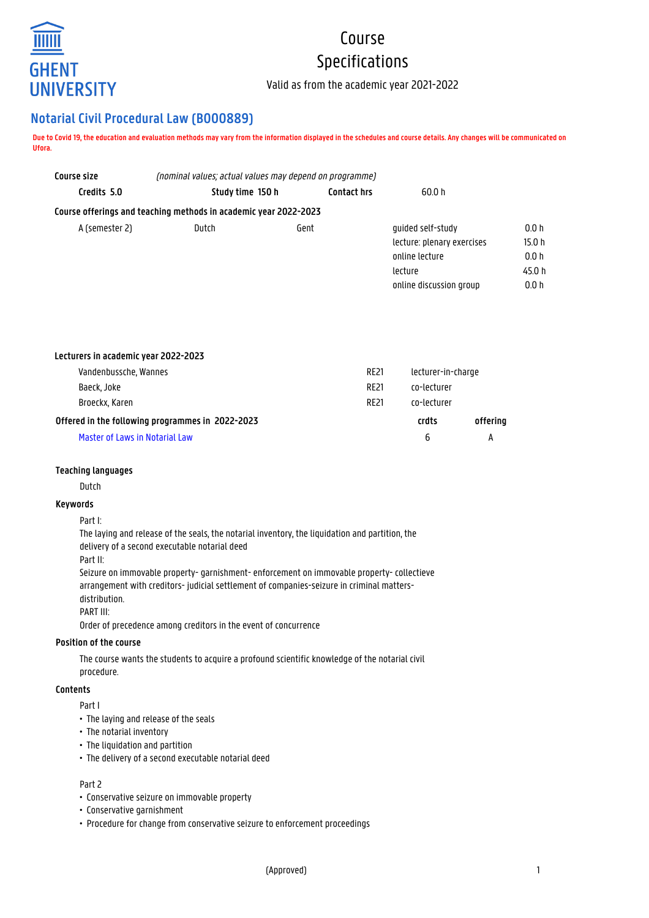# Course Specifications

Valid as from the academic year 2021-2022

## Notarial Civil Procedural Law (B000889)

**Due to Covid 19, the education and evaluation methods may vary from the information displayed in the schedules and course details. Any changes will be communicated on Ufora.**

| **Course size** | *(nominal values; actual values may depend on programme)* | | |
|---|---|---|---|
| **Credits 5.0** | **Study time 150 h** | **Contact hrs** | 60.0 h |

**Course offerings and teaching methods in academic year 2022-2023**

| | | | | |
|---|---|---|---|---|
| A (semester 2) | Dutch | Gent | guided self-study | 0.0 h |
| | | | lecture: plenary exercises | 15.0 h |
| | | | online lecture | 0.0 h |
| | | | lecture | 45.0 h |
| | | | online discussion group | 0.0 h |

**Lecturers in academic year 2022-2023**

| | | |
|---|---|---|
| Vandenbussche, Wannes | RE21 | lecturer-in-charge |
| Baeck, Joke | RE21 | co-lecturer |
| Broeckx, Karen | RE21 | co-lecturer |

| **Offered in the following programmes in 2022-2023** | **crdts** | **offering** |
|---|---|---|
| Master of Laws in Notarial Law | 6 | A |

### Teaching languages

Dutch

### Keywords

Part I:
The laying and release of the seals, the notarial inventory, the liquidation and partition, the delivery of a second executable notarial deed
Part II:
Seizure on immovable property- garnishment- enforcement on immovable property- collectieve arrangement with creditors- judicial settlement of companies-seizure in criminal matters-distribution.
PART III:
Order of precedence among creditors in the event of concurrence

### Position of the course

The course wants the students to acquire a profound scientific knowledge of the notarial civil procedure.

### Contents

Part I

- The laying and release of the seals
- The notarial inventory
- The liquidation and partition
- The delivery of a second executable notarial deed

Part 2

- Conservative seizure on immovable property
- Conservative garnishment
- Procedure for change from conservative seizure to enforcement proceedings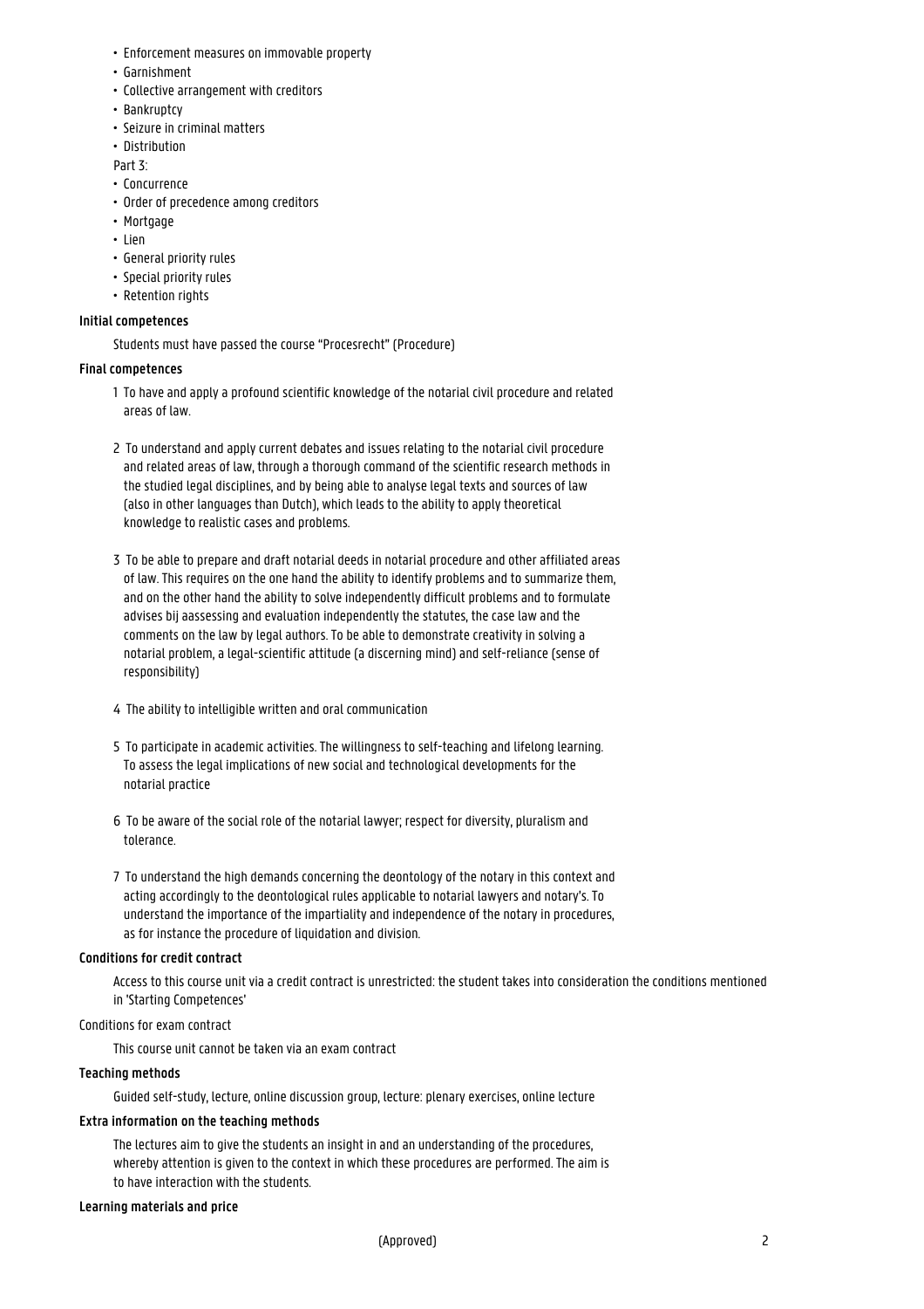- Enforcement measures on immovable property
- Garnishment
- Collective arrangement with creditors
- Bankruptcy
- Seizure in criminal matters
- Distribution

Part 3:

- Concurrence
- Order of precedence among creditors
- Mortgage
- Lien
- General priority rules
- Special priority rules
- Retention rights

**Initial competences**

Students must have passed the course "Procesrecht" (Procedure)

**Final competences**

1 To have and apply a profound scientific knowledge of the notarial civil procedure and related areas of law.

2 To understand and apply current debates and issues relating to the notarial civil procedure and related areas of law, through a thorough command of the scientific research methods in the studied legal disciplines, and by being able to analyse legal texts and sources of law (also in other languages than Dutch), which leads to the ability to apply theoretical knowledge to realistic cases and problems.

3 To be able to prepare and draft notarial deeds in notarial procedure and other affiliated areas of law. This requires on the one hand the ability to identify problems and to summarize them, and on the other hand the ability to solve independently difficult problems and to formulate advises bij aassessing and evaluation independently the statutes, the case law and the comments on the law by legal authors. To be able to demonstrate creativity in solving a notarial problem, a legal-scientific attitude (a discerning mind) and self-reliance (sense of responsibility)

4 The ability to intelligible written and oral communication

5 To participate in academic activities. The willingness to self-teaching and lifelong learning. To assess the legal implications of new social and technological developments for the notarial practice

6 To be aware of the social role of the notarial lawyer; respect for diversity, pluralism and tolerance.

7 To understand the high demands concerning the deontology of the notary in this context and acting accordingly to the deontological rules applicable to notarial lawyers and notary's. To understand the importance of the impartiality and independence of the notary in procedures, as for instance the procedure of liquidation and division.

**Conditions for credit contract**

Access to this course unit via a credit contract is unrestricted: the student takes into consideration the conditions mentioned in 'Starting Competences'

Conditions for exam contract

This course unit cannot be taken via an exam contract

**Teaching methods**

Guided self-study, lecture, online discussion group, lecture: plenary exercises, online lecture

**Extra information on the teaching methods**

The lectures aim to give the students an insight in and an understanding of the procedures, whereby attention is given to the context in which these procedures are performed. The aim is to have interaction with the students.

**Learning materials and price**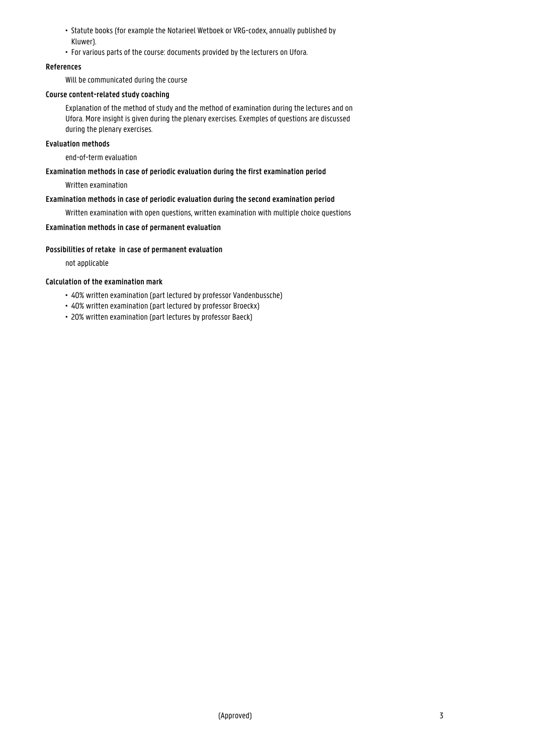- Statute books (for example the Notarieel Wetboek or VRG-codex, annually published by Kluwer).
- For various parts of the course: documents provided by the lecturers on Ufora.

#### References

Will be communicated during the course

#### Course content-related study coaching

Explanation of the method of study and the method of examination during the lectures and on Ufora. More insight is given during the plenary exercises. Exemples of questions are discussed during the plenary exercises.

#### Evaluation methods

end-of-term evaluation

#### Examination methods in case of periodic evaluation during the first examination period

Written examination

#### Examination methods in case of periodic evaluation during the second examination period

Written examination with open questions, written examination with multiple choice questions

#### Examination methods in case of permanent evaluation

#### Possibilities of retake in case of permanent evaluation

not applicable

#### Calculation of the examination mark

- 40% written examination (part lectured by professor Vandenbussche)
- 40% written examination (part lectured by professor Broeckx)
- 20% written examination (part lectures by professor Baeck)

(Approved)